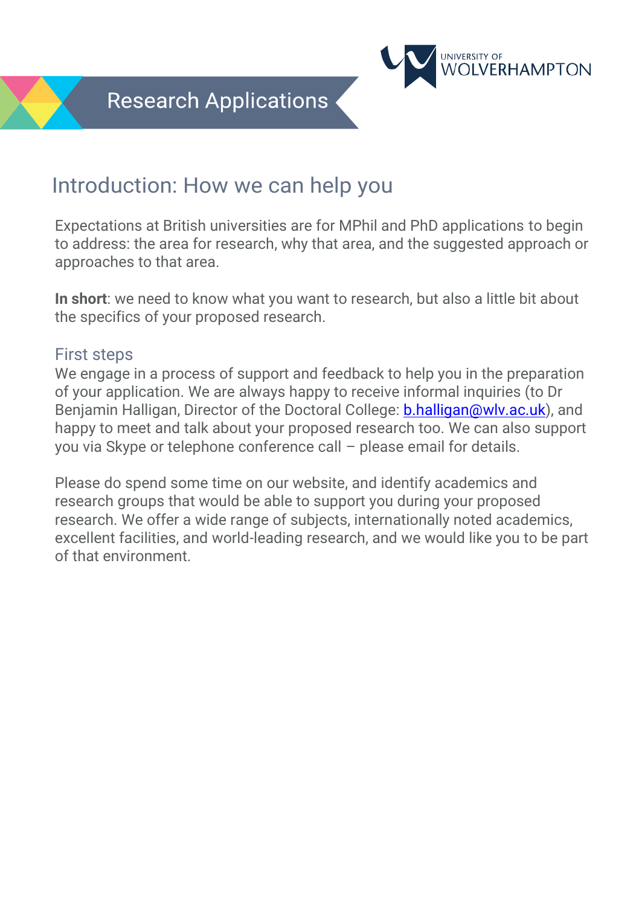# Research Applications

## Introduction: How we can help you

Expectations at British universities are for MPhil and PhD applications to begin to address: the area for research, why that area, and the suggested approach or approaches to that area.

**In short**: we need to know what you want to research, but also a little bit about the specifics of your proposed research.

### First steps

We engage in a process of support and feedback to help you in the preparation of your application. We are always happy to receive informal inquiries (to Dr Benjamin Halligan, Director of the Doctoral College: b.halligan@wlv.ac.uk), and happy to meet and talk about your proposed research too. We can also support you via Skype or telephone conference call – please email for details.

Please do spend some time on our website, and identify academics and research groups that would be able to support you during your proposed research. We offer a wide range of subjects, internationally noted academics, excellent facilities, and world-leading research, and we would like you to be part of that environment.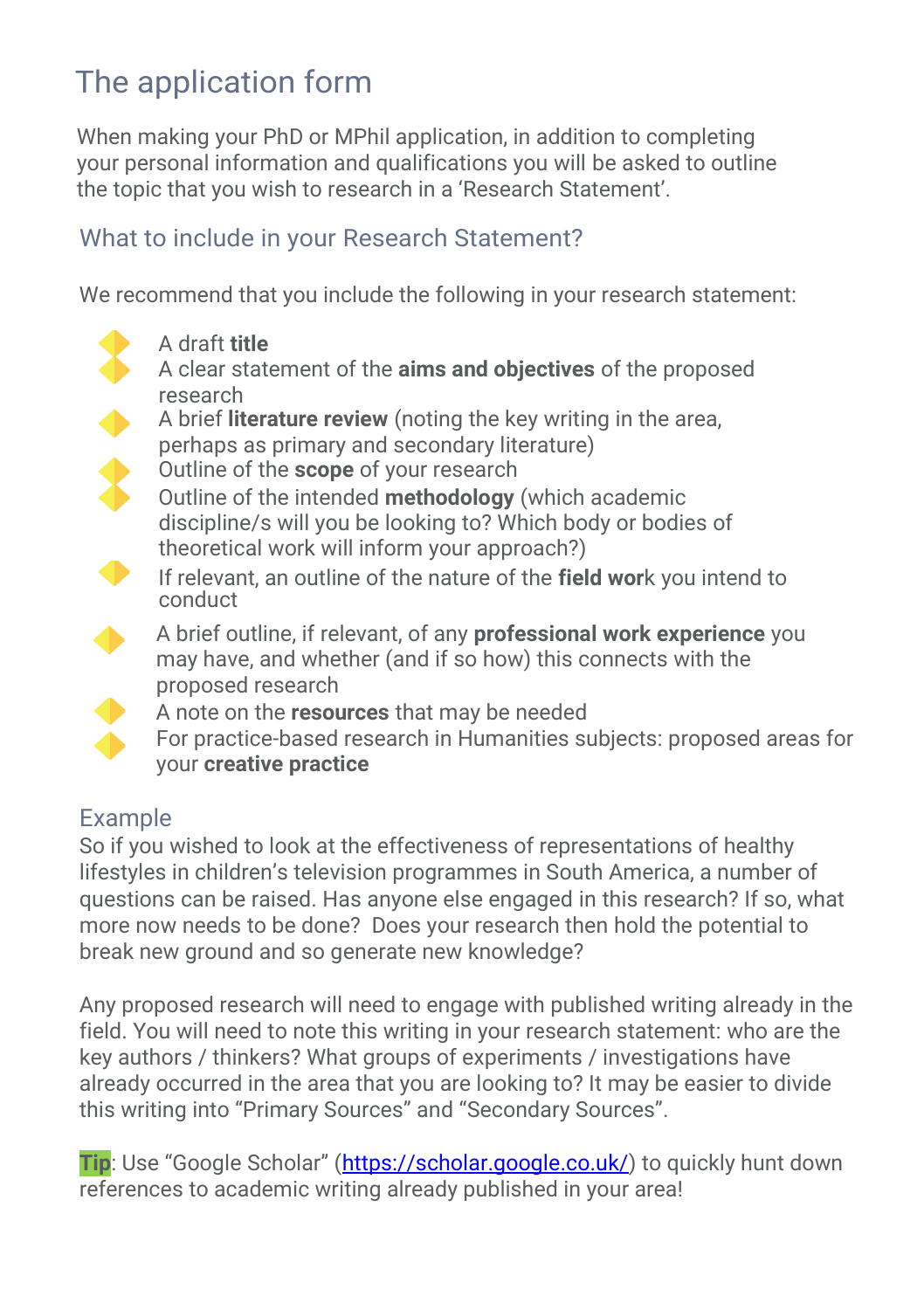# The application form

When making your PhD or MPhil application, in addition to completing your personal information and qualifications you will be asked to outline the topic that you wish to research in a 'Research Statement'.

## What to include in your Research Statement?

We recommend that you include the following in your research statement:

- A draft **title**
- A clear statement of the **aims and objectives** of the proposed research
- A brief **literature review** (noting the key writing in the area, perhaps as primary and secondary literature)
- Outline of the **scope** of your research
- Outline of the intended **methodology** (which academic discipline/s will you be looking to? Which body or bodies of theoretical work will inform your approach?)
- If relevant, an outline of the nature of the **field wor**k you intend to conduct
- A brief outline, if relevant, of any **professional work experience** you may have, and whether (and if so how) this connects with the proposed research
- A note on the **resources** that may be needed
- For practice-based research in Humanities subjects: proposed areas for your **creative practice**

## Example

So if you wished to look at the effectiveness of representations of healthy lifestyles in children's television programmes in South America, a number of questions can be raised. Has anyone else engaged in this research? If so, what more now needs to be done? Does your research then hold the potential to break new ground and so generate new knowledge?

Any proposed research will need to engage with published writing already in the field. You will need to note this writing in your research statement: who are the key authors / thinkers? What groups of experiments / investigations have already occurred in the area that you are looking to? It may be easier to divide this writing into "Primary Sources" and "Secondary Sources".

**Tip**: Use "Google Scholar" (https://scholar.google.co.uk/) to quickly hunt down references to academic writing already published in your area!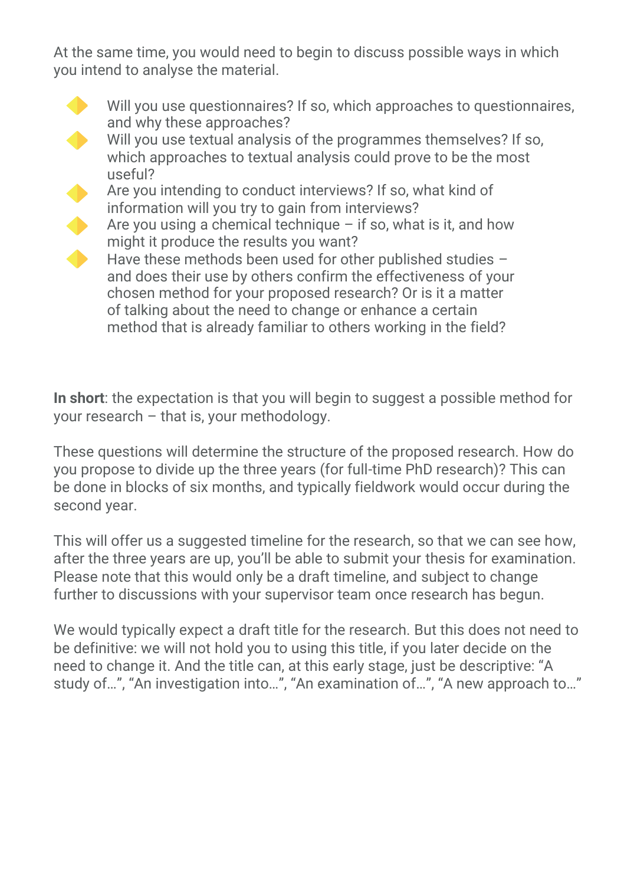At the same time, you would need to begin to discuss possible ways in which you intend to analyse the material.

- Will you use questionnaires? If so, which approaches to questionnaires, and why these approaches?
- Will you use textual analysis of the programmes themselves? If so, which approaches to textual analysis could prove to be the most useful?
- Are you intending to conduct interviews? If so, what kind of information will you try to gain from interviews?
- Are you using a chemical technique – if so, what is it, and how might it produce the results you want?
- Have these methods been used for other published studies – and does their use by others confirm the effectiveness of your chosen method for your proposed research? Or is it a matter of talking about the need to change or enhance a certain method that is already familiar to others working in the field?

**In short**: the expectation is that you will begin to suggest a possible method for your research – that is, your methodology.

These questions will determine the structure of the proposed research. How do you propose to divide up the three years (for full-time PhD research)? This can be done in blocks of six months, and typically fieldwork would occur during the second year.

This will offer us a suggested timeline for the research, so that we can see how, after the three years are up, you'll be able to submit your thesis for examination. Please note that this would only be a draft timeline, and subject to change further to discussions with your supervisor team once research has begun.

We would typically expect a draft title for the research. But this does not need to be definitive: we will not hold you to using this title, if you later decide on the need to change it. And the title can, at this early stage, just be descriptive: "A study of…", "An investigation into…", "An examination of…", "A new approach to…"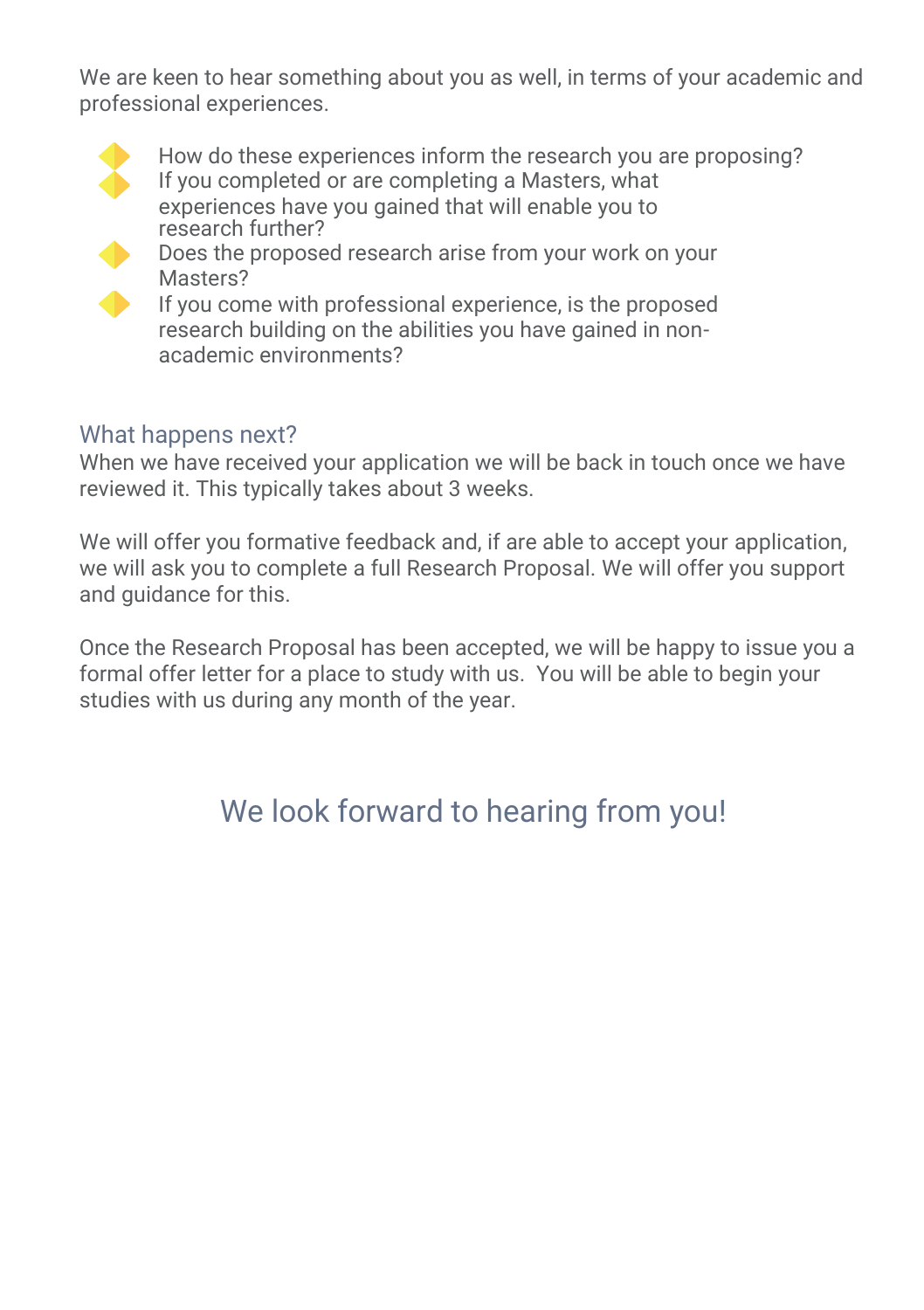We are keen to hear something about you as well, in terms of your academic and professional experiences.

- How do these experiences inform the research you are proposing?
- If you completed or are completing a Masters, what experiences have you gained that will enable you to research further?
- Does the proposed research arise from your work on your Masters?
- If you come with professional experience, is the proposed research building on the abilities you have gained in non-academic environments?

## What happens next?

When we have received your application we will be back in touch once we have reviewed it. This typically takes about 3 weeks.

We will offer you formative feedback and, if are able to accept your application, we will ask you to complete a full Research Proposal. We will offer you support and guidance for this.

Once the Research Proposal has been accepted, we will be happy to issue you a formal offer letter for a place to study with us. You will be able to begin your studies with us during any month of the year.

## We look forward to hearing from you!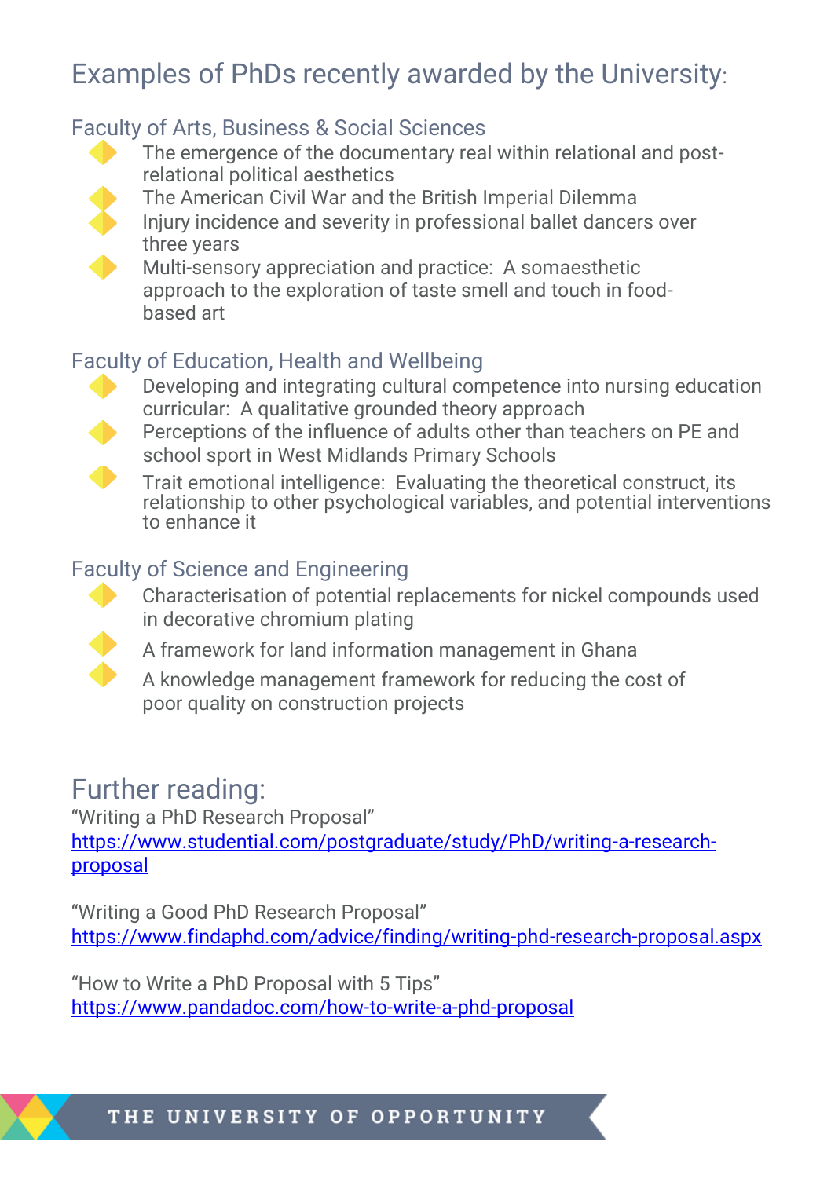# Examples of PhDs recently awarded by the University:

## Faculty of Arts, Business & Social Sciences

- The emergence of the documentary real within relational and post-relational political aesthetics
- The American Civil War and the British Imperial Dilemma
- Injury incidence and severity in professional ballet dancers over three years
- Multi-sensory appreciation and practice: A somaesthetic approach to the exploration of taste smell and touch in food-based art

## Faculty of Education, Health and Wellbeing

- Developing and integrating cultural competence into nursing education curricular: A qualitative grounded theory approach
- Perceptions of the influence of adults other than teachers on PE and school sport in West Midlands Primary Schools
- Trait emotional intelligence: Evaluating the theoretical construct, its relationship to other psychological variables, and potential interventions to enhance it

## Faculty of Science and Engineering

- Characterisation of potential replacements for nickel compounds used in decorative chromium plating
- A framework for land information management in Ghana
- A knowledge management framework for reducing the cost of poor quality on construction projects

# Further reading:

"Writing a PhD Research Proposal"
[https://www.studential.com/postgraduate/study/PhD/writing-a-research-proposal](https://www.studential.com/postgraduate/study/PhD/writing-a-research-proposal)

"Writing a Good PhD Research Proposal"
[https://www.findaphd.com/advice/finding/writing-phd-research-proposal.aspx](https://www.findaphd.com/advice/finding/writing-phd-research-proposal.aspx)

"How to Write a PhD Proposal with 5 Tips"
[https://www.pandadoc.com/how-to-write-a-phd-proposal](https://www.pandadoc.com/how-to-write-a-phd-proposal)